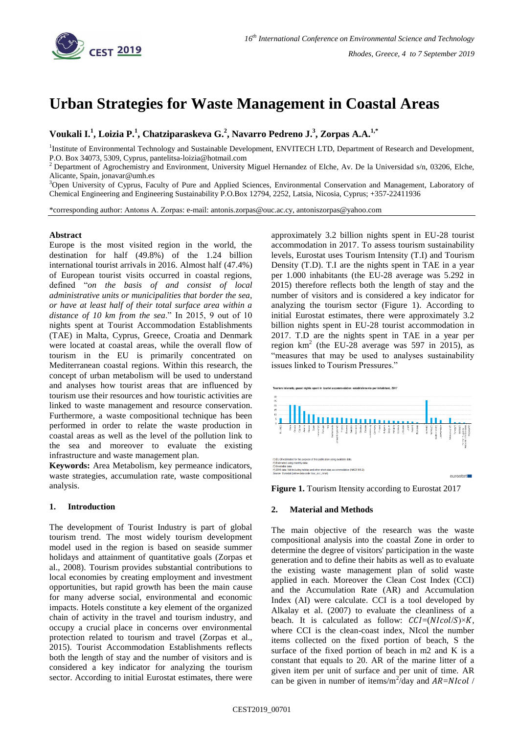# Urban Strategies for Waste Management in Coastal Areas

**Voukali I.[1], Loizia P.[1], Chatziparaskeva G.[2], Navarro Pedreno J.[3], Zorpas A.A.[1,*]**

[1]Institute of Environmental Technology and Sustainable Development, ENVITECH LTD, Department of Research and Development, P.O. Box 34073, 5309, Cyprus, pantelitsa-loizia@hotmail.com

[2] Department of Agrochemistry and Environment, University Miguel Hernandez of Elche, Av. De la Universidad s/n, 03206, Elche, Alicante, Spain, jonavar@umh.es

[3]Open University of Cyprus, Faculty of Pure and Applied Sciences, Environmental Conservation and Management, Laboratory of Chemical Engineering and Engineering Sustainability P.O.Box 12794, 2252, Latsia, Nicosia, Cyprus; +357-22411936

*corresponding author: Antonıs A. Zorpas: e-mail: antonis.zorpas@ouc.ac.cy, antoniszorpas@yahoo.com

#### Abstract

Europe is the most visited region in the world, the destination for half (49.8%) of the 1.24 billion international tourist arrivals in 2016. Almost half (47.4%) of European tourist visits occurred in coastal regions, defined "*on the basis of and consist of local administrative units or municipalities that border the sea, or have at least half of their total surface area within a distance of 10 km from the sea*." In 2015, 9 out of 10 nights spent at Tourist Accommodation Establishments (TAE) in Malta, Cyprus, Greece, Croatia and Denmark were located at coastal areas, while the overall flow of tourism in the EU is primarily concentrated on Mediterranean coastal regions. Within this research, the concept of urban metabolism will be used to understand and analyses how tourist areas that are influenced by tourism use their resources and how touristic activities are linked to waste management and resource conservation. Furthermore, a waste compositional technique has been performed in order to relate the waste production in coastal areas as well as the level of the pollution link to the sea and moreover to evaluate the existing infrastructure and waste management plan.

**Keywords:** Area Metabolism, key permeance indicators, waste strategies, accumulation rate, waste compositional analysis.

## 1. Introduction

The development of Tourist Industry is part of global tourism trend. The most widely tourism development model used in the region is based on seaside summer holidays and attainment of quantitative goals (Zorpas et al., 2008). Tourism provides substantial contributions to local economies by creating employment and investment opportunities, but rapid growth has been the main cause for many adverse social, environmental and economic impacts. Hotels constitute a key element of the organized chain of activity in the travel and tourism industry, and occupy a crucial place in concerns over environmental protection related to tourism and travel (Zorpas et al., 2015). Tourist Accommodation Establishments reflects both the length of stay and the number of visitors and is considered a key indicator for analyzing the tourism sector. According to initial Eurostat estimates, there were approximately 3.2 billion nights spent in EU-28 tourist accommodation in 2017. To assess tourism sustainability levels, Eurostat uses Tourism Intensity (T.I) and Tourism Density (T.D). T.I are the nights spent in TAE in a year per 1.000 inhabitants (the EU-28 average was 5.292 in 2015) therefore reflects both the length of stay and the number of visitors and is considered a key indicator for analyzing the tourism sector (Figure 1). According to initial Eurostat estimates, there were approximately 3.2 billion nights spent in EU-28 tourist accommodation in 2017. T.D are the nights spent in TAE in a year per region $km^2$ (the EU-28 average was 597 in 2015), as "measures that may be used to analyses sustainability issues linked to Tourism Pressures."

**Figure 1.** Tourism Itensity according to Eurostat 2017

## 2. Material and Methods

The main objective of the research was the waste compositional analysis into the coastal Zone in order to determine the degree of visitors' participation in the waste generation and to define their habits as well as to evaluate the existing waste management plan of solid waste applied in each. Moreover the Clean Cost Index (CCI) and the Accumulation Rate (AR) and Accumulation Index (AI) were calculate. CCI is a tool developed by Alkalay et al. (2007) to evaluate the cleanliness of a beach. It is calculated as follow: $CCI=(NIcol/S)\times K$, where CCI is the clean-coast index, NIcol the number items collected on the fixed portion of beach, S the surface of the fixed portion of beach in m2 and K is a constant that equals to 20. AR of the marine litter of a given item per unit of surface and per unit of time. AR can be given in number of items/$m^2$/day and $AR=NIcol$ /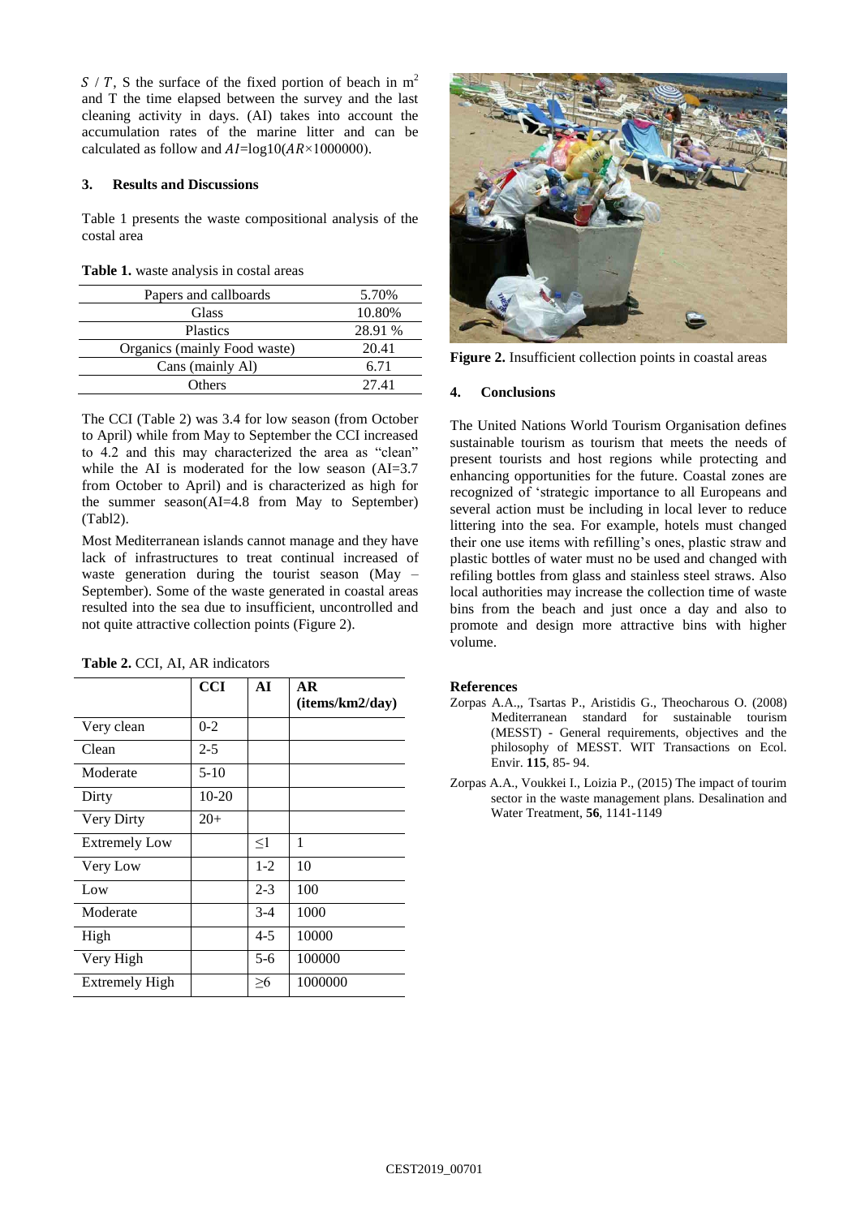$S$ / $T$, S the surface of the fixed portion of beach in $m^2$ and T the time elapsed between the survey and the last cleaning activity in days. (AI) takes into account the accumulation rates of the marine litter and can be calculated as follow and $AI = \log10(AR \times 1000000)$.

## 3. Results and Discussions

Table 1 presents the waste compositional analysis of the costal area

**Table 1.** waste analysis in costal areas

| | |
|---|---|
| Papers and callboards | 5.70% |
| Glass | 10.80% |
| Plastics | 28.91 % |
| Organics (mainly Food waste) | 20.41 |
| Cans (mainly Al) | 6.71 |
| Others | 27.41 |

The CCI (Table 2) was 3.4 for low season (from October to April) while from May to September the CCI increased to 4.2 and this may characterized the area as "clean" while the AI is moderated for the low season (AI=3.7 from October to April) and is characterized as high for the summer season(AI=4.8 from May to September) (Tabl2).

Most Mediterranean islands cannot manage and they have lack of infrastructures to treat continual increased of waste generation during the tourist season (May – September). Some of the waste generated in coastal areas resulted into the sea due to insufficient, uncontrolled and not quite attractive collection points (Figure 2).

**Table 2.** CCI, AI, AR indicators

| | CCI | AI | AR (items/km2/day) |
|---|---|---|---|
| Very clean | 0-2 | | |
| Clean | 2-5 | | |
| Moderate | 5-10 | | |
| Dirty | 10-20 | | |
| Very Dirty | 20+ | | |
| Extremely Low | | ≤1 | 1 |
| Very Low | | 1-2 | 10 |
| Low | | 2-3 | 100 |
| Moderate | | 3-4 | 1000 |
| High | | 4-5 | 10000 |
| Very High | | 5-6 | 100000 |
| Extremely High | | ≥6 | 1000000 |

**Figure 2.** Insufficient collection points in coastal areas

## 4. Conclusions

The United Nations World Tourism Organisation defines sustainable tourism as tourism that meets the needs of present tourists and host regions while protecting and enhancing opportunities for the future. Coastal zones are recognized of 'strategic importance to all Europeans and several action must be including in local lever to reduce littering into the sea. For example, hotels must changed their one use items with refilling's ones, plastic straw and plastic bottles of water must no be used and changed with refiling bottles from glass and stainless steel straws. Also local authorities may increase the collection time of waste bins from the beach and just once a day and also to promote and design more attractive bins with higher volume.

### References

Zorpas A.A.,, Tsartas P., Aristidis G., Theocharous O. (2008) Mediterranean standard for sustainable tourism (MESST) - General requirements, objectives and the philosophy of MESST. WIT Transactions on Ecol. Envir. **115**, 85- 94.

Zorpas A.A., Voukkei I., Loizia P., (2015) The impact of tourim sector in the waste management plans. Desalination and Water Treatment, **56**, 1141-1149